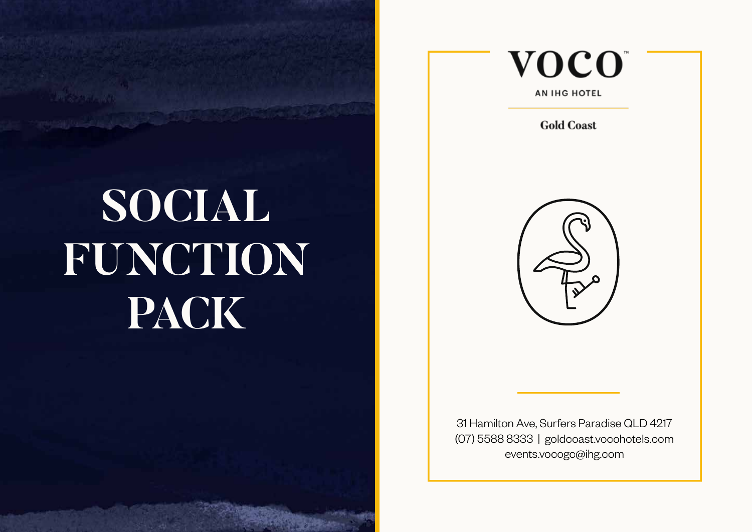# SOCIAL FUNCTION PACK

VOCO™

AN IHG HOTEL

Gold Coast

31 Hamilton Ave, Surfers Paradise QLD 4217
(07) 5588 8333 | goldcoast.vocohotels.com
events.vocogc@ihg.com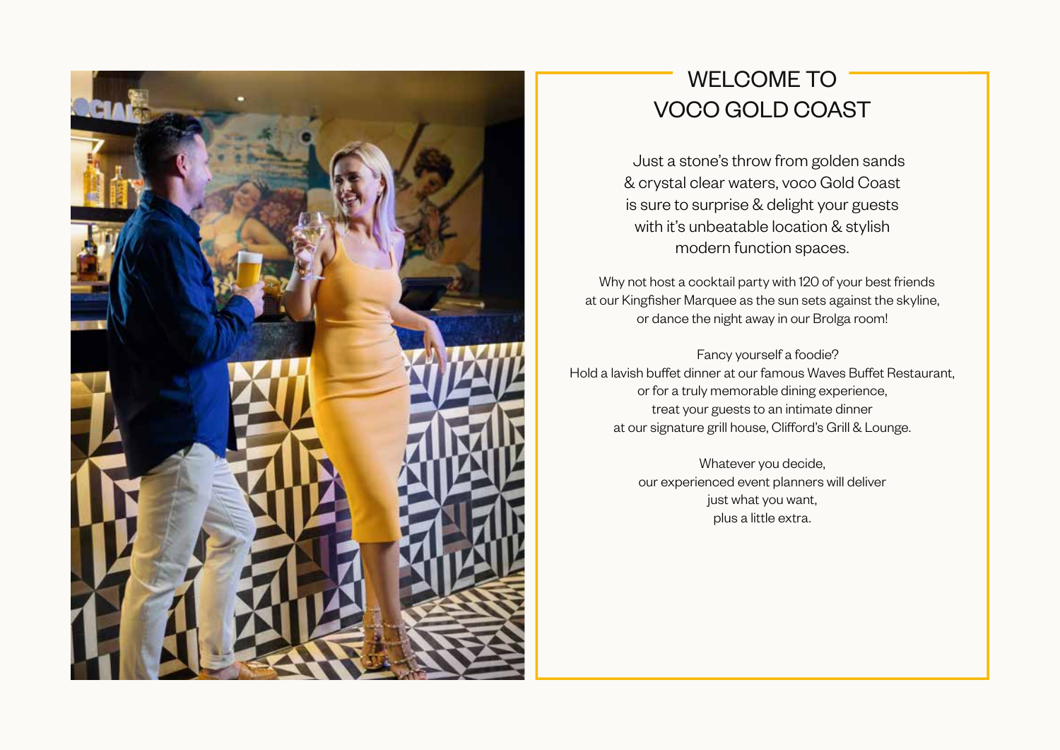# WELCOME TO VOCO GOLD COAST

Just a stone's throw from golden sands & crystal clear waters, voco Gold Coast is sure to surprise & delight your guests with it's unbeatable location & stylish modern function spaces.

Why not host a cocktail party with 120 of your best friends at our Kingfisher Marquee as the sun sets against the skyline, or dance the night away in our Brolga room!

Fancy yourself a foodie?
Hold a lavish buffet dinner at our famous Waves Buffet Restaurant, or for a truly memorable dining experience, treat your guests to an intimate dinner at our signature grill house, Clifford's Grill & Lounge.

Whatever you decide, our experienced event planners will deliver just what you want, plus a little extra.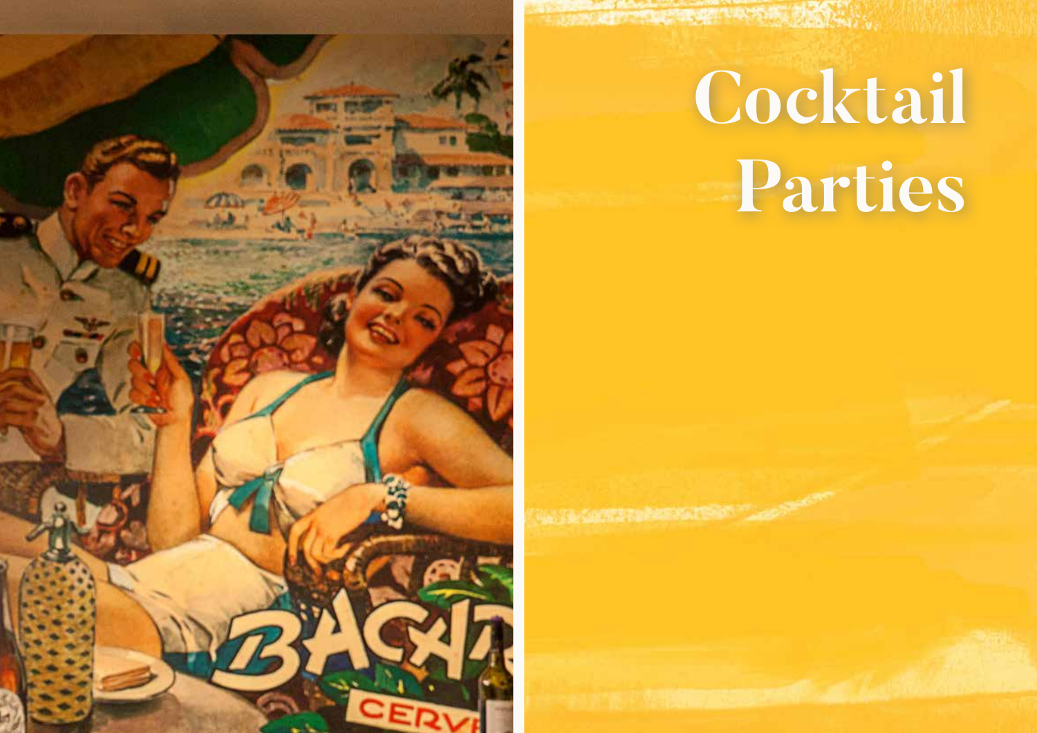# Cocktail Parties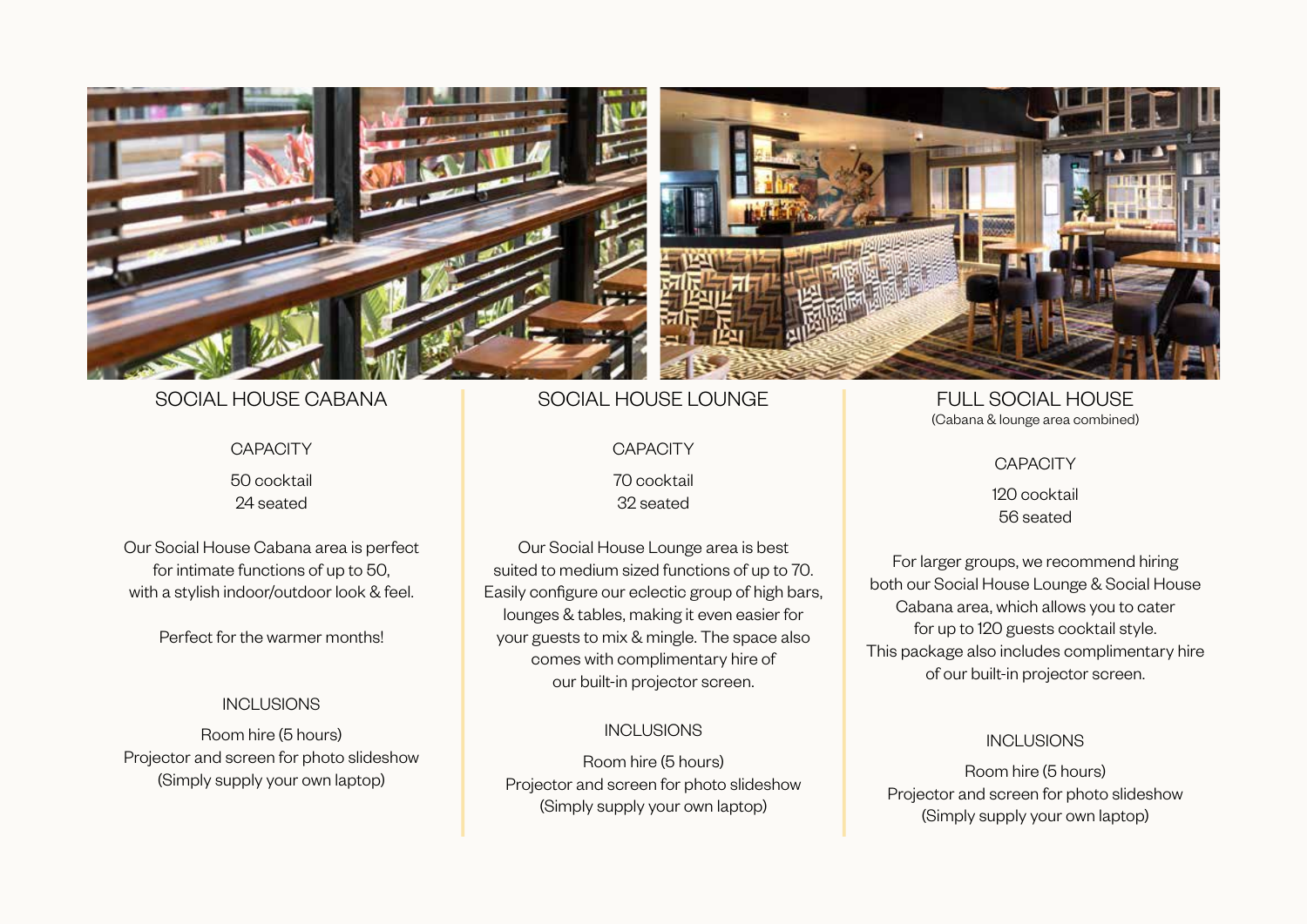## SOCIAL HOUSE CABANA

### CAPACITY

50 cocktail
24 seated

Our Social House Cabana area is perfect for intimate functions of up to 50, with a stylish indoor/outdoor look & feel.

Perfect for the warmer months!

### INCLUSIONS

Room hire (5 hours)
Projector and screen for photo slideshow
(Simply supply your own laptop)

## SOCIAL HOUSE LOUNGE

### CAPACITY

70 cocktail
32 seated

Our Social House Lounge area is best suited to medium sized functions of up to 70. Easily configure our eclectic group of high bars, lounges & tables, making it even easier for your guests to mix & mingle. The space also comes with complimentary hire of our built-in projector screen.

### INCLUSIONS

Room hire (5 hours)
Projector and screen for photo slideshow
(Simply supply your own laptop)

## FULL SOCIAL HOUSE

(Cabana & lounge area combined)

### CAPACITY

120 cocktail
56 seated

For larger groups, we recommend hiring both our Social House Lounge & Social House Cabana area, which allows you to cater for up to 120 guests cocktail style. This package also includes complimentary hire of our built-in projector screen.

### INCLUSIONS

Room hire (5 hours)
Projector and screen for photo slideshow
(Simply supply your own laptop)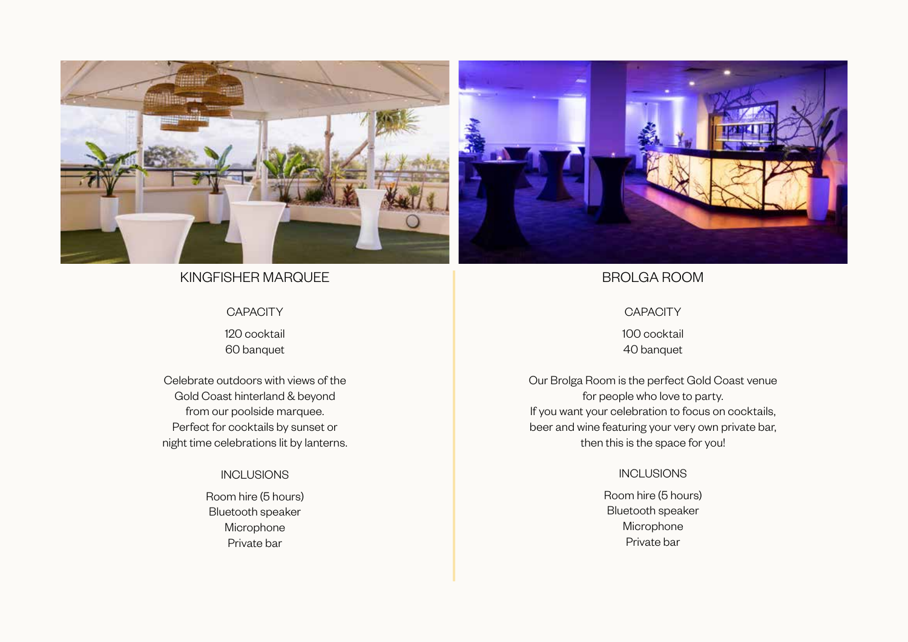## KINGFISHER MARQUEE

### CAPACITY

120 cocktail
60 banquet

Celebrate outdoors with views of the Gold Coast hinterland & beyond from our poolside marquee. Perfect for cocktails by sunset or night time celebrations lit by lanterns.

### INCLUSIONS

Room hire (5 hours)
Bluetooth speaker
Microphone
Private bar

## BROLGA ROOM

### CAPACITY

100 cocktail
40 banquet

Our Brolga Room is the perfect Gold Coast venue for people who love to party.
If you want your celebration to focus on cocktails, beer and wine featuring your very own private bar, then this is the space for you!

### INCLUSIONS

Room hire (5 hours)
Bluetooth speaker
Microphone
Private bar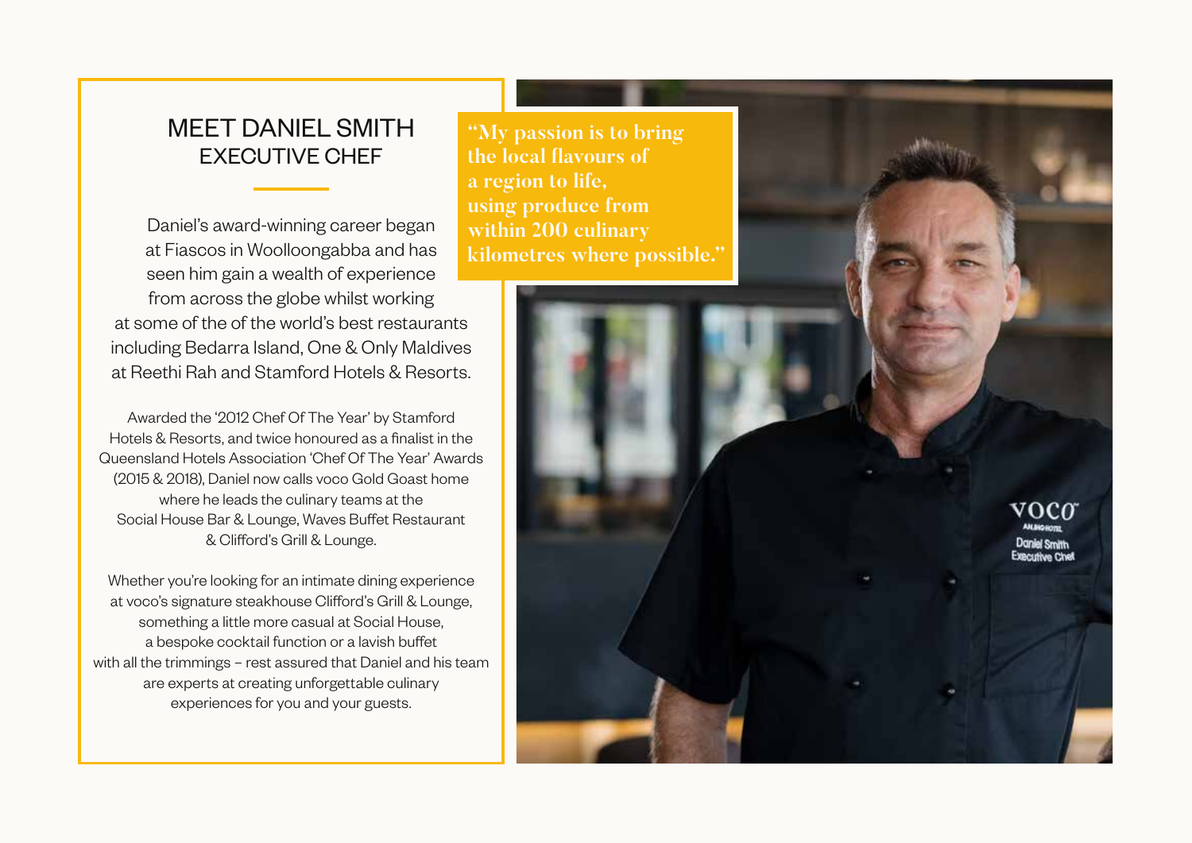# MEET DANIEL SMITH
## EXECUTIVE CHEF

> **"My passion is to bring the local flavours of a region to life, using produce from within 200 culinary kilometres where possible."**

Daniel's award-winning career began at Fiascos in Woolloongabba and has seen him gain a wealth of experience from across the globe whilst working at some of the of the world's best restaurants including Bedarra Island, One & Only Maldives at Reethi Rah and Stamford Hotels & Resorts.

Awarded the '2012 Chef Of The Year' by Stamford Hotels & Resorts, and twice honoured as a finalist in the Queensland Hotels Association 'Chef Of The Year' Awards (2015 & 2018), Daniel now calls voco Gold Goast home where he leads the culinary teams at the Social House Bar & Lounge, Waves Buffet Restaurant & Clifford's Grill & Lounge.

Whether you're looking for an intimate dining experience at voco's signature steakhouse Clifford's Grill & Lounge, something a little more casual at Social House, a bespoke cocktail function or a lavish buffet with all the trimmings – rest assured that Daniel and his team are experts at creating unforgettable culinary experiences for you and your guests.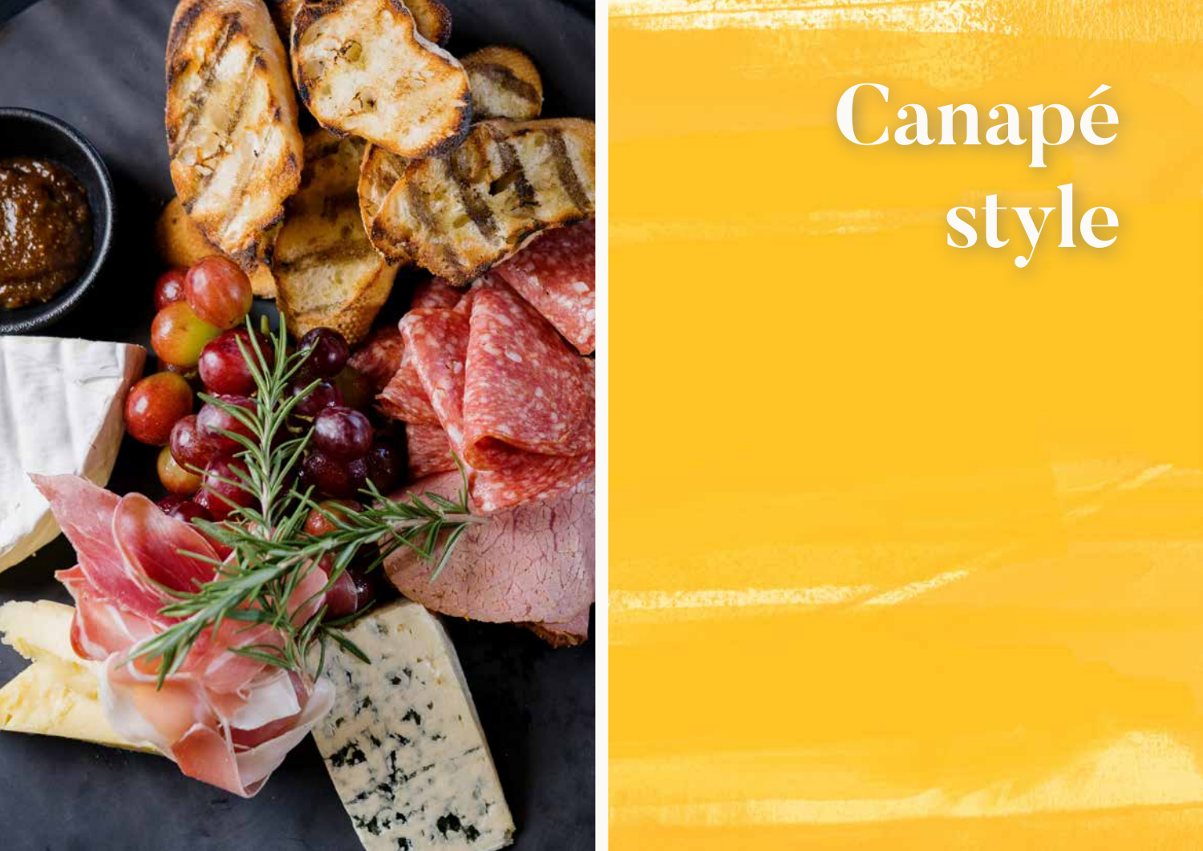# Canapé style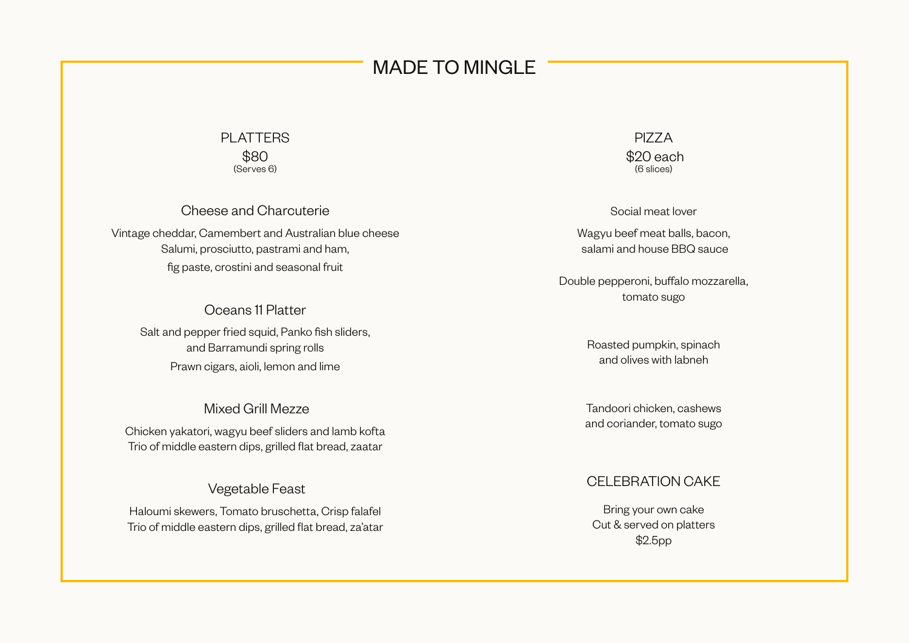# MADE TO MINGLE

## PLATTERS

$80
(Serves 6)

### Cheese and Charcuterie

Vintage cheddar, Camembert and Australian blue cheese
Salumi, prosciutto, pastrami and ham,
fig paste, crostini and seasonal fruit

### Oceans 11 Platter

Salt and pepper fried squid, Panko fish sliders,
and Barramundi spring rolls
Prawn cigars, aioli, lemon and lime

### Mixed Grill Mezze

Chicken yakatori, wagyu beef sliders and lamb kofta
Trio of middle eastern dips, grilled flat bread, zaatar

### Vegetable Feast

Haloumi skewers, Tomato bruschetta, Crisp falafel
Trio of middle eastern dips, grilled flat bread, za'atar

## PIZZA

$20 each
(6 slices)

Social meat lover

Wagyu beef meat balls, bacon,
salami and house BBQ sauce

Double pepperoni, buffalo mozzarella,
tomato sugo

Roasted pumpkin, spinach
and olives with labneh

Tandoori chicken, cashews
and coriander, tomato sugo

## CELEBRATION CAKE

Bring your own cake
Cut & served on platters
$2.5pp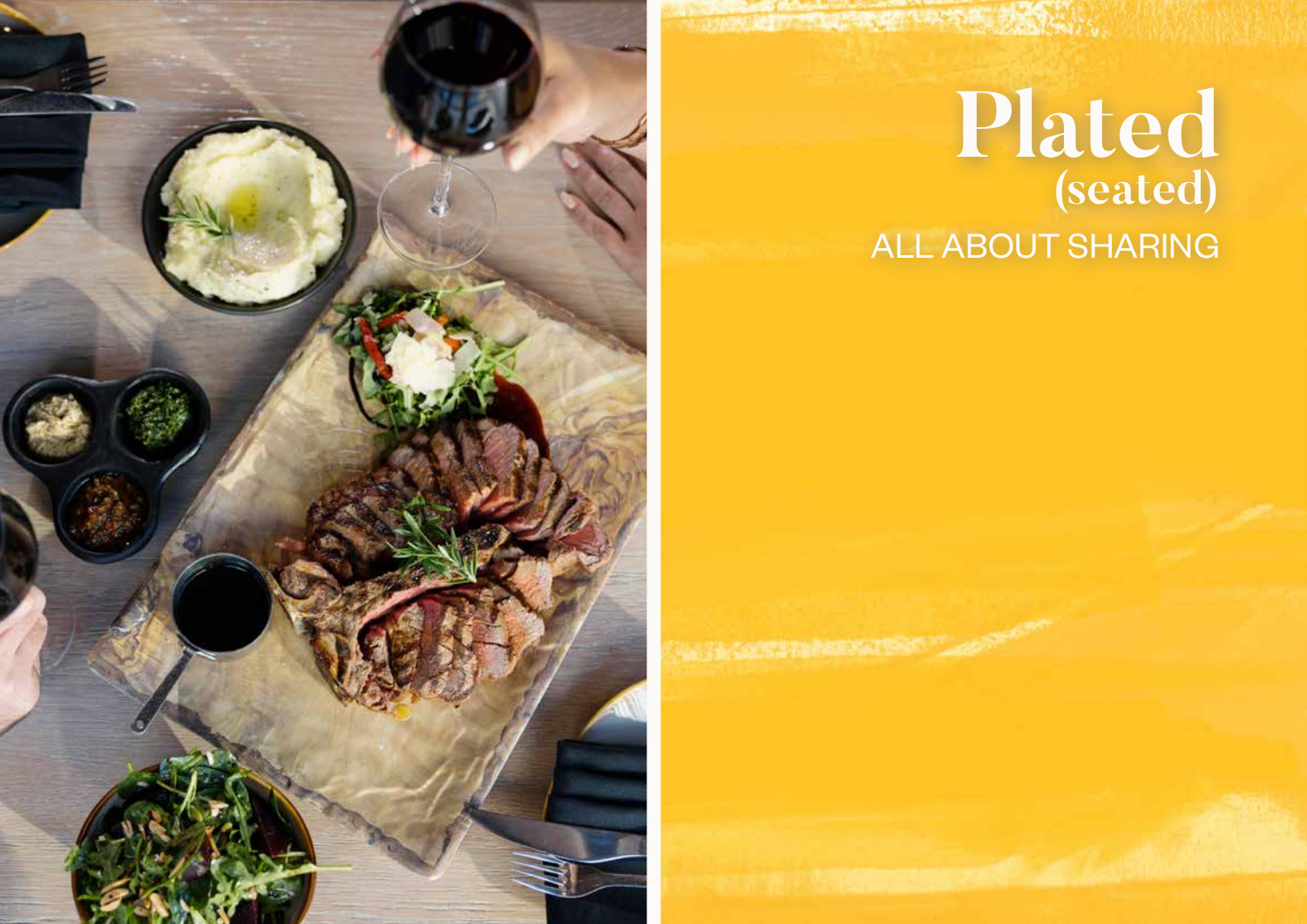# Plated
## (seated)

ALL ABOUT SHARING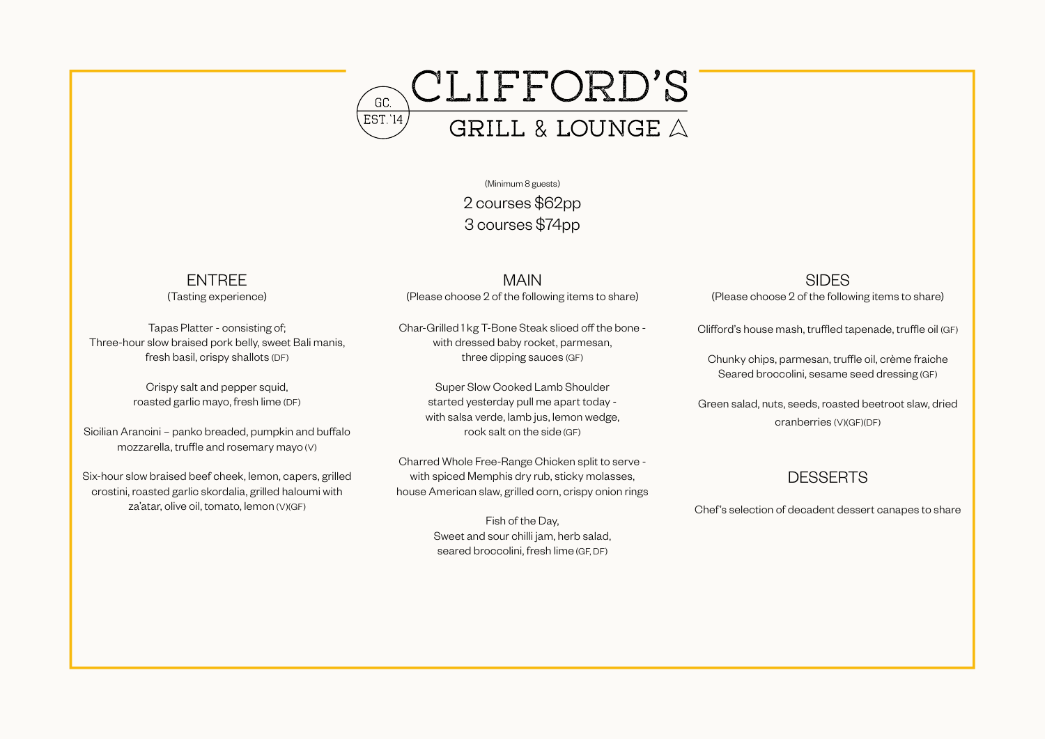# CLIFFORD'S

GC. EST. '14

GRILL & LOUNGE

(Minimum 8 guests)

2 courses $62pp

3 courses $74pp

## ENTREE

(Tasting experience)

Tapas Platter - consisting of;
Three-hour slow braised pork belly, sweet Bali manis, fresh basil, crispy shallots (DF)

Crispy salt and pepper squid,
roasted garlic mayo, fresh lime (DF)

Sicilian Arancini – panko breaded, pumpkin and buffalo mozzarella, truffle and rosemary mayo (V)

Six-hour slow braised beef cheek, lemon, capers, grilled crostini, roasted garlic skordalia, grilled haloumi with za'atar, olive oil, tomato, lemon (V)(GF)

## MAIN

(Please choose 2 of the following items to share)

Char-Grilled 1 kg T-Bone Steak sliced off the bone - with dressed baby rocket, parmesan, three dipping sauces (GF)

Super Slow Cooked Lamb Shoulder started yesterday pull me apart today - with salsa verde, lamb jus, lemon wedge, rock salt on the side (GF)

Charred Whole Free-Range Chicken split to serve - with spiced Memphis dry rub, sticky molasses, house American slaw, grilled corn, crispy onion rings

Fish of the Day,
Sweet and sour chilli jam, herb salad, seared broccolini, fresh lime (GF, DF)

## SIDES

(Please choose 2 of the following items to share)

Clifford's house mash, truffled tapenade, truffle oil (GF)

Chunky chips, parmesan, truffle oil, crème fraiche
Seared broccolini, sesame seed dressing (GF)

Green salad, nuts, seeds, roasted beetroot slaw, dried cranberries (V)(GF)(DF)

## DESSERTS

Chef's selection of decadent dessert canapes to share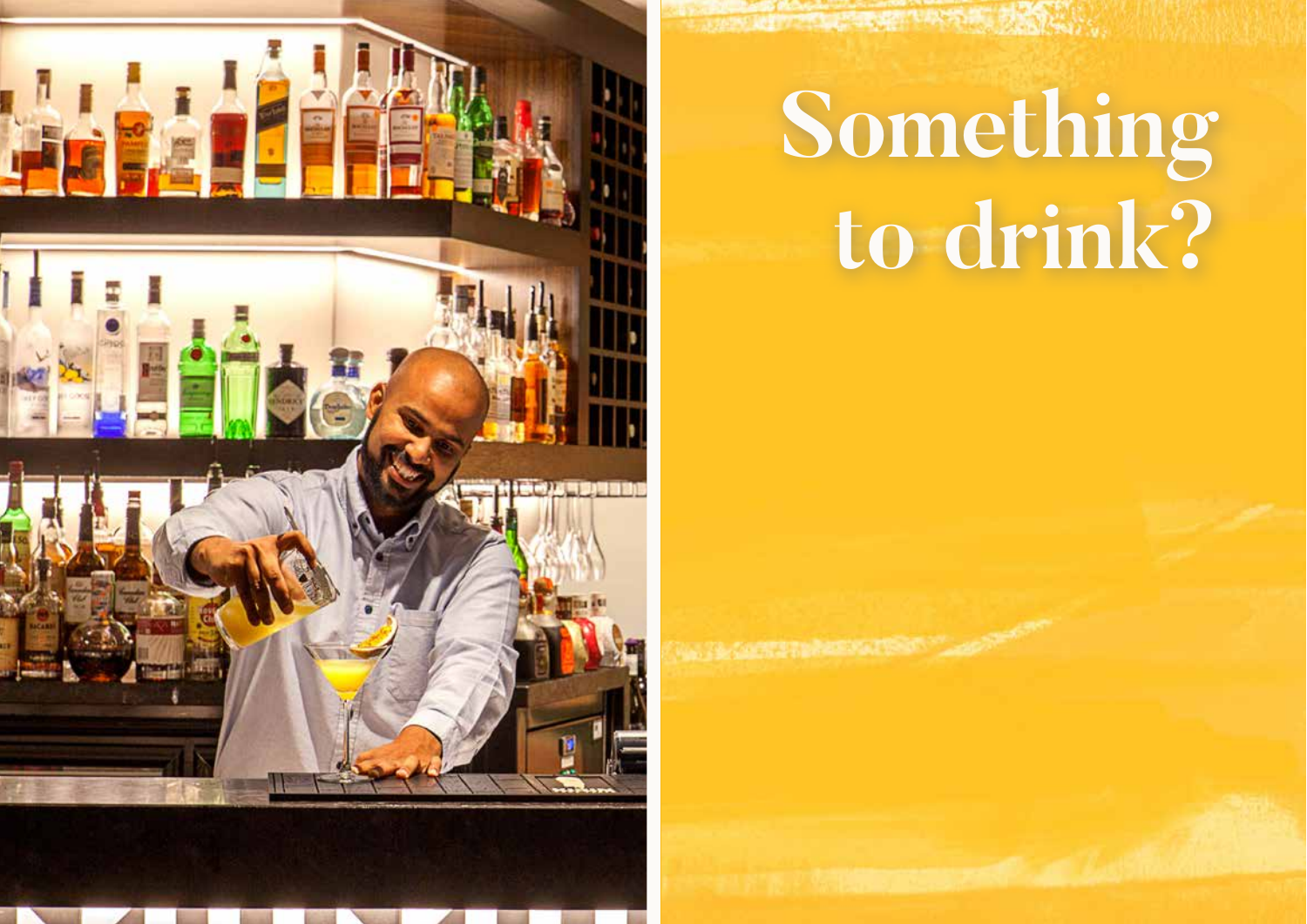# Something to drink?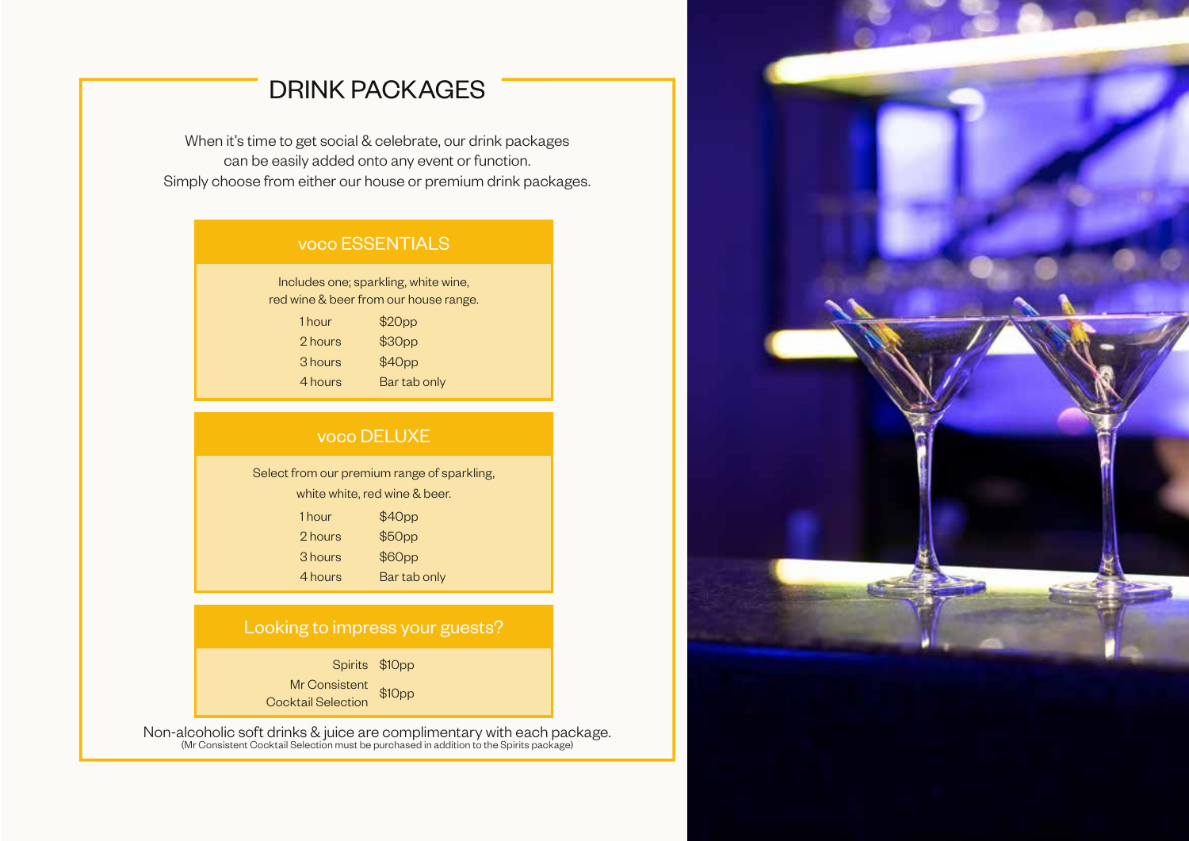# DRINK PACKAGES

When it's time to get social & celebrate, our drink packages can be easily added onto any event or function. Simply choose from either our house or premium drink packages.

## voco ESSENTIALS

Includes one; sparkling, white wine, red wine & beer from our house range.

| Duration | Price |
|---|---|
| 1 hour | $20pp |
| 2 hours | $30pp |
| 3 hours | $40pp |
| 4 hours | Bar tab only |

## voco DELUXE

Select from our premium range of sparkling, white white, red wine & beer.

| Duration | Price |
|---|---|
| 1 hour | $40pp |
| 2 hours | $50pp |
| 3 hours | $60pp |
| 4 hours | Bar tab only |

## Looking to impress your guests?

| Option | Price |
|---|---|
| Spirits | $10pp |
| Mr Consistent Cocktail Selection | $10pp |

Non-alcoholic soft drinks & juice are complimentary with each package.
(Mr Consistent Cocktail Selection must be purchased in addition to the Spirits package)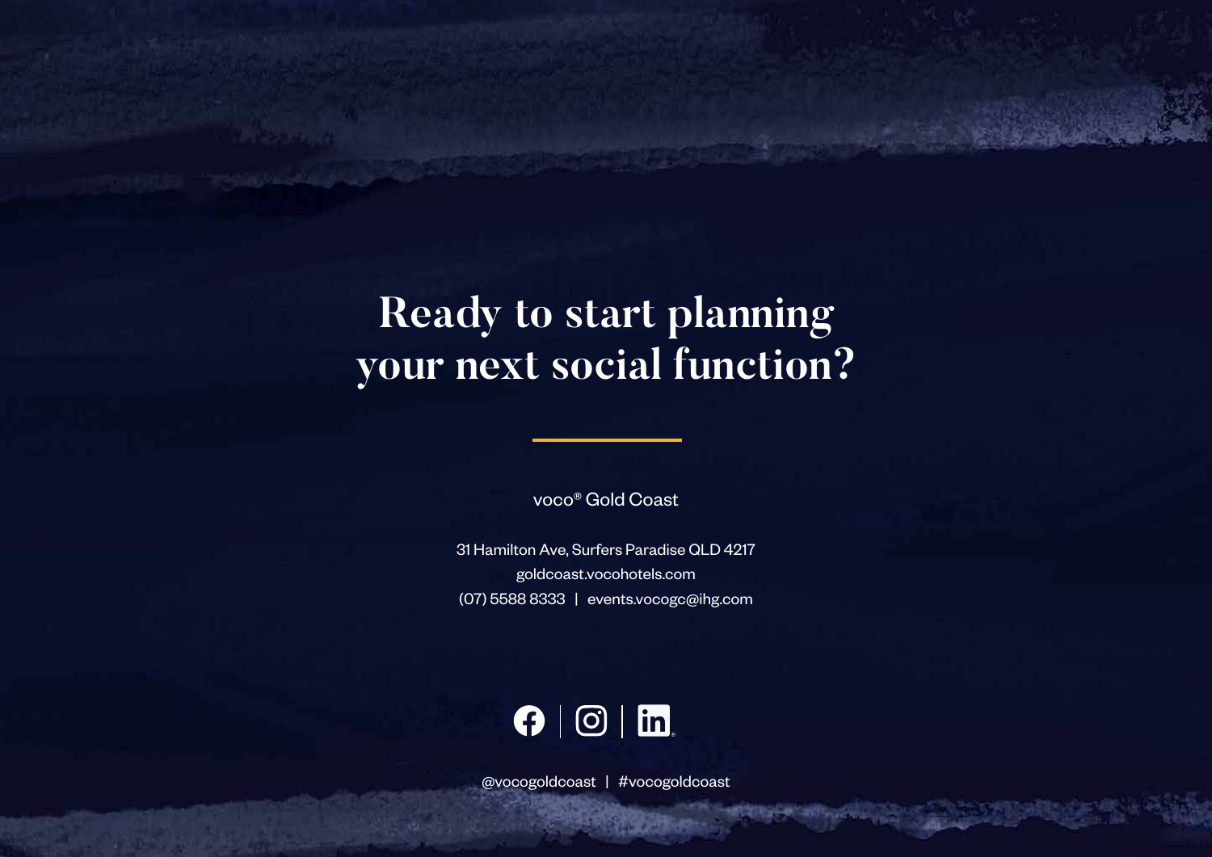# Ready to start planning your next social function?

voco® Gold Coast

31 Hamilton Ave, Surfers Paradise QLD 4217
goldcoast.vocohotels.com
(07) 5588 8333 | events.vocogc@ihg.com

@vocogoldcoast | #vocogoldcoast